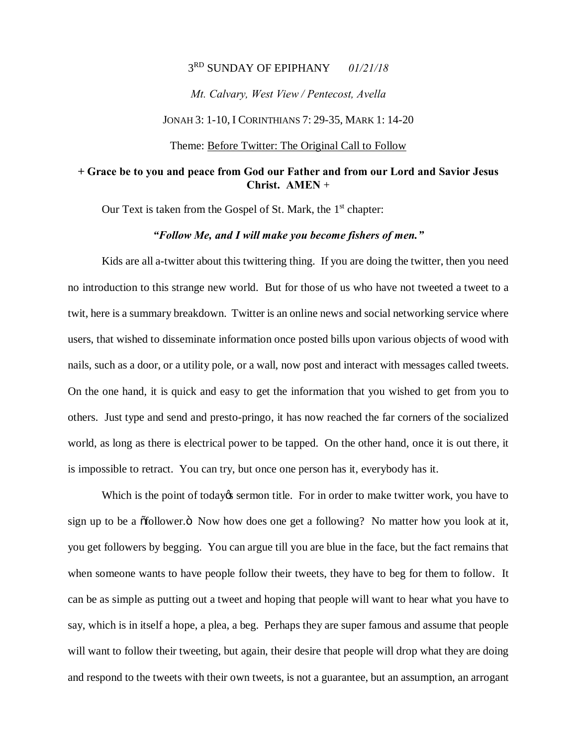3[RD] SUNDAY OF EPIPHANY *01/21/18*

*Mt. Calvary, West View / Pentecost, Avella*

JONAH 3: 1-10, I CORINTHIANS 7: 29-35, MARK 1: 14-20

Theme: Before Twitter: The Original Call to Follow

**+ Grace be to you and peace from God our Father and from our Lord and Savior Jesus Christ. AMEN +**

Our Text is taken from the Gospel of St. Mark, the 1[st] chapter:

***"Follow Me, and I will make you become fishers of men."***

Kids are all a-twitter about this twittering thing. If you are doing the twitter, then you need no introduction to this strange new world. But for those of us who have not tweeted a tweet to a twit, here is a summary breakdown. Twitter is an online news and social networking service where users, that wished to disseminate information once posted bills upon various objects of wood with nails, such as a door, or a utility pole, or a wall, now post and interact with messages called tweets. On the one hand, it is quick and easy to get the information that you wished to get from you to others. Just type and send and presto-pringo, it has now reached the far corners of the socialized world, as long as there is electrical power to be tapped. On the other hand, once it is out there, it is impossible to retract. You can try, but once one person has it, everybody has it.

Which is the point of todayøs sermon title. For in order to make twitter work, you have to sign up to be a õfollower.ö Now how does one get a following? No matter how you look at it, you get followers by begging. You can argue till you are blue in the face, but the fact remains that when someone wants to have people follow their tweets, they have to beg for them to follow. It can be as simple as putting out a tweet and hoping that people will want to hear what you have to say, which is in itself a hope, a plea, a beg. Perhaps they are super famous and assume that people will want to follow their tweeting, but again, their desire that people will drop what they are doing and respond to the tweets with their own tweets, is not a guarantee, but an assumption, an arrogant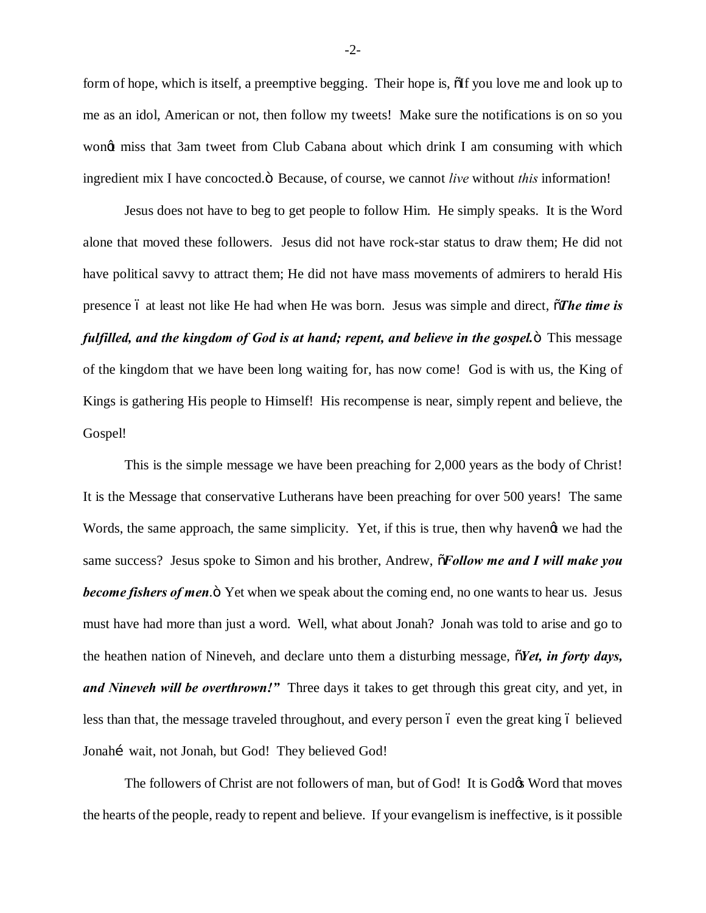form of hope, which is itself, a preemptive begging. Their hope is, "If you love me and look up to me as an idol, American or not, then follow my tweets! Make sure the notifications is on so you won't miss that 3am tweet from Club Cabana about which drink I am consuming with which ingredient mix I have concocted." Because, of course, we cannot *live* without *this* information!

Jesus does not have to beg to get people to follow Him. He simply speaks. It is the Word alone that moved these followers. Jesus did not have rock-star status to draw them; He did not have political savvy to attract them; He did not have mass movements of admirers to herald His presence – at least not like He had when He was born. Jesus was simple and direct, "***The time is fulfilled, and the kingdom of God is at hand; repent, and believe in the gospel.***" This message of the kingdom that we have been long waiting for, has now come! God is with us, the King of Kings is gathering His people to Himself! His recompense is near, simply repent and believe, the Gospel!

This is the simple message we have been preaching for 2,000 years as the body of Christ! It is the Message that conservative Lutherans have been preaching for over 500 years! The same Words, the same approach, the same simplicity. Yet, if this is true, then why haven't we had the same success? Jesus spoke to Simon and his brother, Andrew, "***Follow me and I will make you become fishers of men***." Yet when we speak about the coming end, no one wants to hear us. Jesus must have had more than just a word. Well, what about Jonah? Jonah was told to arise and go to the heathen nation of Nineveh, and declare unto them a disturbing message, "***Yet, in forty days, and Nineveh will be overthrown!"*** Three days it takes to get through this great city, and yet, in less than that, the message traveled throughout, and every person – even the great king – believed Jonah… wait, not Jonah, but God! They believed God!

The followers of Christ are not followers of man, but of God! It is God's Word that moves the hearts of the people, ready to repent and believe. If your evangelism is ineffective, is it possible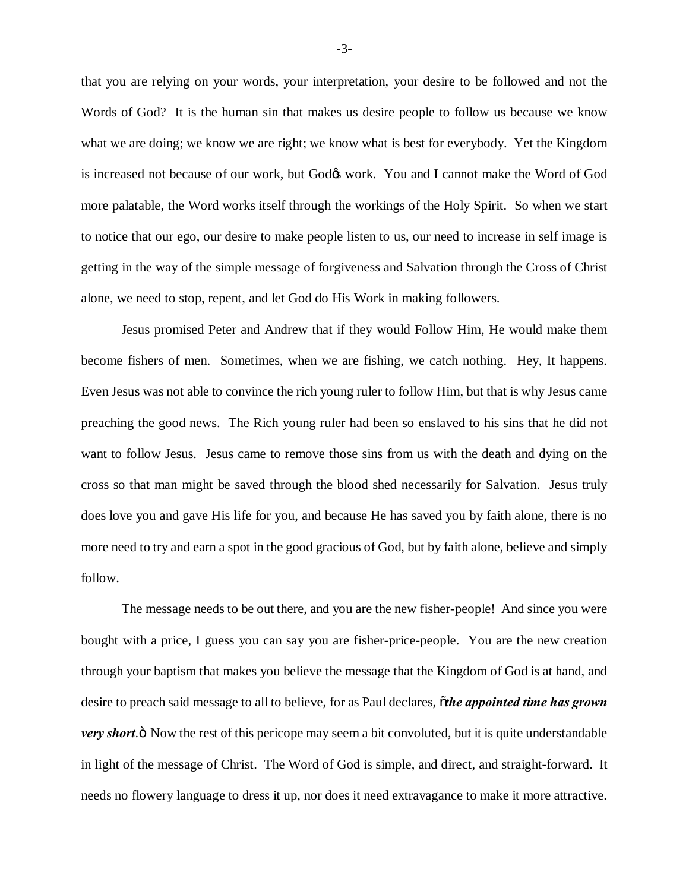that you are relying on your words, your interpretation, your desire to be followed and not the Words of God? It is the human sin that makes us desire people to follow us because we know what we are doing; we know we are right; we know what is best for everybody. Yet the Kingdom is increased not because of our work, but God's work. You and I cannot make the Word of God more palatable, the Word works itself through the workings of the Holy Spirit. So when we start to notice that our ego, our desire to make people listen to us, our need to increase in self image is getting in the way of the simple message of forgiveness and Salvation through the Cross of Christ alone, we need to stop, repent, and let God do His Work in making followers.

Jesus promised Peter and Andrew that if they would Follow Him, He would make them become fishers of men. Sometimes, when we are fishing, we catch nothing. Hey, It happens. Even Jesus was not able to convince the rich young ruler to follow Him, but that is why Jesus came preaching the good news. The Rich young ruler had been so enslaved to his sins that he did not want to follow Jesus. Jesus came to remove those sins from us with the death and dying on the cross so that man might be saved through the blood shed necessarily for Salvation. Jesus truly does love you and gave His life for you, and because He has saved you by faith alone, there is no more need to try and earn a spot in the good gracious of God, but by faith alone, believe and simply follow.

The message needs to be out there, and you are the new fisher-people! And since you were bought with a price, I guess you can say you are fisher-price-people. You are the new creation through your baptism that makes you believe the message that the Kingdom of God is at hand, and desire to preach said message to all to believe, for as Paul declares, "***the appointed time has grown very short***." Now the rest of this pericope may seem a bit convoluted, but it is quite understandable in light of the message of Christ. The Word of God is simple, and direct, and straight-forward. It needs no flowery language to dress it up, nor does it need extravagance to make it more attractive.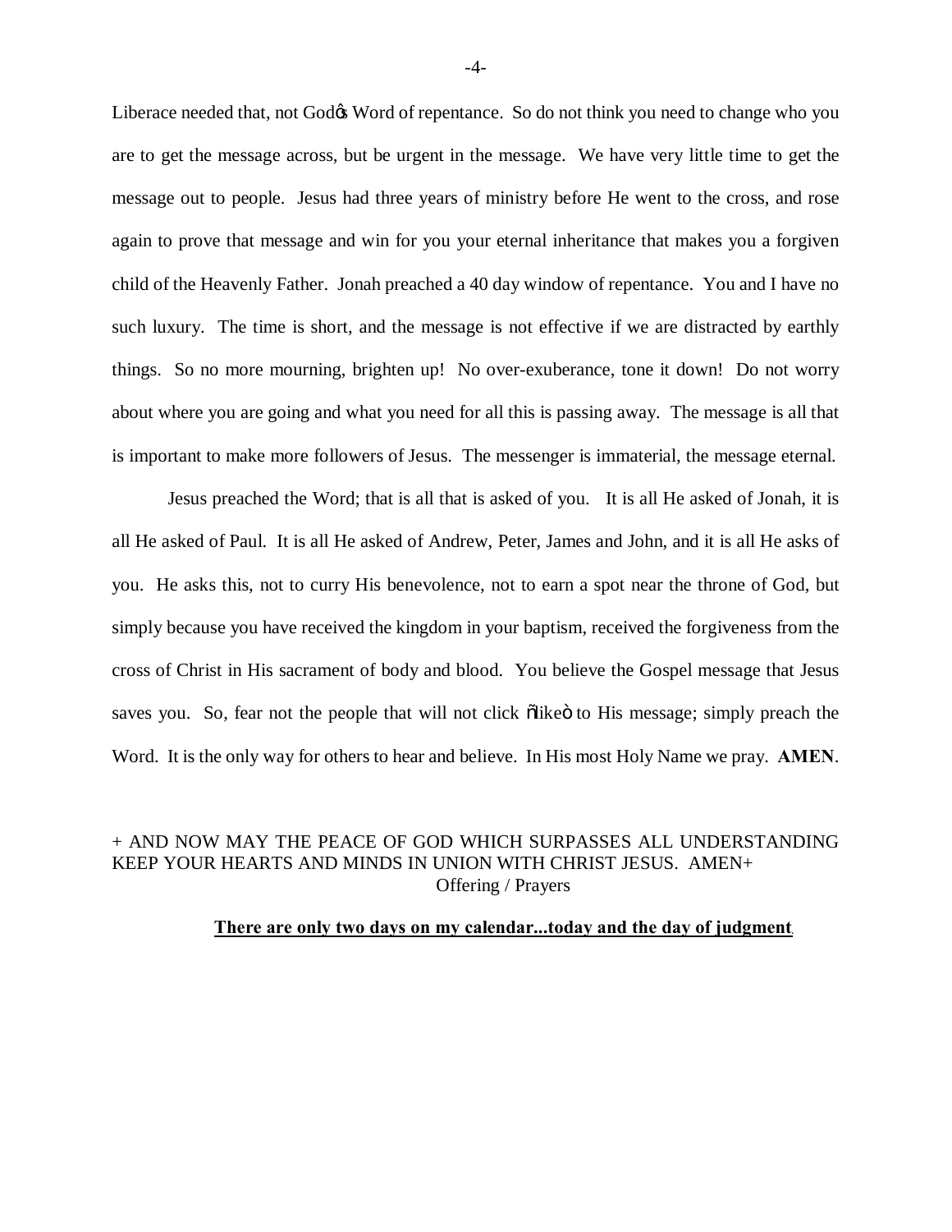Liberace needed that, not Godǿs Word of repentance. So do not think you need to change who you are to get the message across, but be urgent in the message. We have very little time to get the message out to people. Jesus had three years of ministry before He went to the cross, and rose again to prove that message and win for you your eternal inheritance that makes you a forgiven child of the Heavenly Father. Jonah preached a 40 day window of repentance. You and I have no such luxury. The time is short, and the message is not effective if we are distracted by earthly things. So no more mourning, brighten up! No over-exuberance, tone it down! Do not worry about where you are going and what you need for all this is passing away. The message is all that is important to make more followers of Jesus. The messenger is immaterial, the message eternal.

Jesus preached the Word; that is all that is asked of you. It is all He asked of Jonah, it is all He asked of Paul. It is all He asked of Andrew, Peter, James and John, and it is all He asks of you. He asks this, not to curry His benevolence, not to earn a spot near the throne of God, but simply because you have received the kingdom in your baptism, received the forgiveness from the cross of Christ in His sacrament of body and blood. You believe the Gospel message that Jesus saves you. So, fear not the people that will not click õlikeö to His message; simply preach the Word. It is the only way for others to hear and believe. In His most Holy Name we pray. **AMEN**.

+ AND NOW MAY THE PEACE OF GOD WHICH SURPASSES ALL UNDERSTANDING KEEP YOUR HEARTS AND MINDS IN UNION WITH CHRIST JESUS. AMEN+

Offering / Prayers

**There are only two days on my calendar...today and the day of judgment**